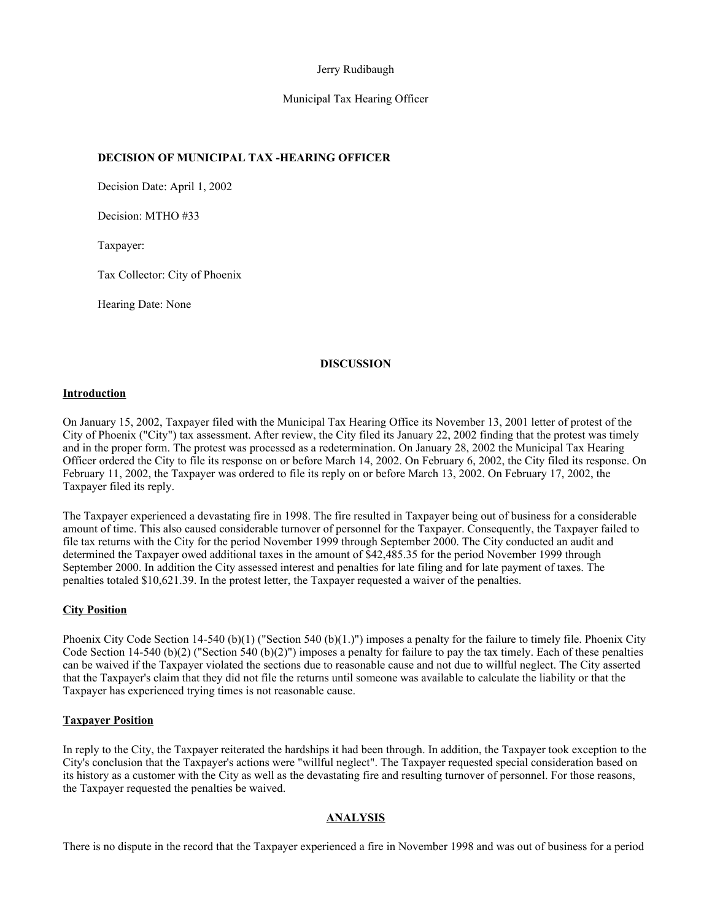Jerry Rudibaugh

Municipal Tax Hearing Officer

**DECISION OF MUNICIPAL TAX -HEARING OFFICER**

Decision Date: April 1, 2002

Decision: MTHO #33

Taxpayer:

Tax Collector: City of Phoenix

Hearing Date: None

## DISCUSSION

### Introduction

On January 15, 2002, Taxpayer filed with the Municipal Tax Hearing Office its November 13, 2001 letter of protest of the City of Phoenix ("City") tax assessment. After review, the City filed its January 22, 2002 finding that the protest was timely and in the proper form. The protest was processed as a redetermination. On January 28, 2002 the Municipal Tax Hearing Officer ordered the City to file its response on or before March 14, 2002. On February 6, 2002, the City filed its response. On February 11, 2002, the Taxpayer was ordered to file its reply on or before March 13, 2002. On February 17, 2002, the Taxpayer filed its reply.

The Taxpayer experienced a devastating fire in 1998. The fire resulted in Taxpayer being out of business for a considerable amount of time. This also caused considerable turnover of personnel for the Taxpayer. Consequently, the Taxpayer failed to file tax returns with the City for the period November 1999 through September 2000. The City conducted an audit and determined the Taxpayer owed additional taxes in the amount of $42,485.35 for the period November 1999 through September 2000. In addition the City assessed interest and penalties for late filing and for late payment of taxes. The penalties totaled $10,621.39. In the protest letter, the Taxpayer requested a waiver of the penalties.

### City Position

Phoenix City Code Section 14-540 (b)(1) ("Section 540 (b)(1.)") imposes a penalty for the failure to timely file. Phoenix City Code Section 14-540 (b)(2) ("Section 540 (b)(2)") imposes a penalty for failure to pay the tax timely. Each of these penalties can be waived if the Taxpayer violated the sections due to reasonable cause and not due to willful neglect. The City asserted that the Taxpayer's claim that they did not file the returns until someone was available to calculate the liability or that the Taxpayer has experienced trying times is not reasonable cause.

### Taxpayer Position

In reply to the City, the Taxpayer reiterated the hardships it had been through. In addition, the Taxpayer took exception to the City's conclusion that the Taxpayer's actions were "willful neglect". The Taxpayer requested special consideration based on its history as a customer with the City as well as the devastating fire and resulting turnover of personnel. For those reasons, the Taxpayer requested the penalties be waived.

## ANALYSIS

There is no dispute in the record that the Taxpayer experienced a fire in November 1998 and was out of business for a period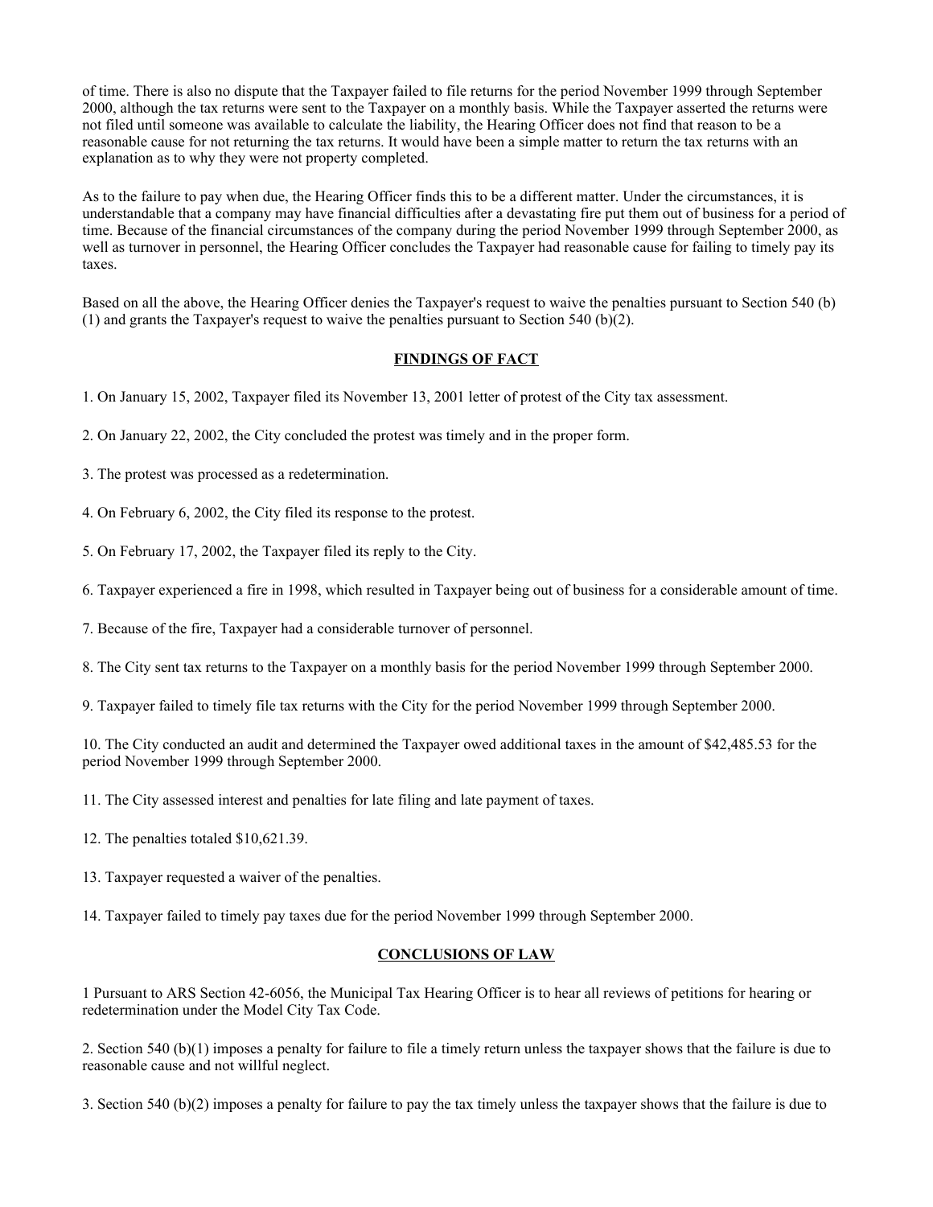of time. There is also no dispute that the Taxpayer failed to file returns for the period November 1999 through September 2000, although the tax returns were sent to the Taxpayer on a monthly basis. While the Taxpayer asserted the returns were not filed until someone was available to calculate the liability, the Hearing Officer does not find that reason to be a reasonable cause for not returning the tax returns. It would have been a simple matter to return the tax returns with an explanation as to why they were not property completed.

As to the failure to pay when due, the Hearing Officer finds this to be a different matter. Under the circumstances, it is understandable that a company may have financial difficulties after a devastating fire put them out of business for a period of time. Because of the financial circumstances of the company during the period November 1999 through September 2000, as well as turnover in personnel, the Hearing Officer concludes the Taxpayer had reasonable cause for failing to timely pay its taxes.

Based on all the above, the Hearing Officer denies the Taxpayer's request to waive the penalties pursuant to Section 540 (b)(1) and grants the Taxpayer's request to waive the penalties pursuant to Section 540 (b)(2).

## FINDINGS OF FACT

1. On January 15, 2002, Taxpayer filed its November 13, 2001 letter of protest of the City tax assessment.

2. On January 22, 2002, the City concluded the protest was timely and in the proper form.

3. The protest was processed as a redetermination.

4. On February 6, 2002, the City filed its response to the protest.

5. On February 17, 2002, the Taxpayer filed its reply to the City.

6. Taxpayer experienced a fire in 1998, which resulted in Taxpayer being out of business for a considerable amount of time.

7. Because of the fire, Taxpayer had a considerable turnover of personnel.

8. The City sent tax returns to the Taxpayer on a monthly basis for the period November 1999 through September 2000.

9. Taxpayer failed to timely file tax returns with the City for the period November 1999 through September 2000.

10. The City conducted an audit and determined the Taxpayer owed additional taxes in the amount of $42,485.53 for the period November 1999 through September 2000.

11. The City assessed interest and penalties for late filing and late payment of taxes.

12. The penalties totaled $10,621.39.

13. Taxpayer requested a waiver of the penalties.

14. Taxpayer failed to timely pay taxes due for the period November 1999 through September 2000.

## CONCLUSIONS OF LAW

1 Pursuant to ARS Section 42-6056, the Municipal Tax Hearing Officer is to hear all reviews of petitions for hearing or redetermination under the Model City Tax Code.

2. Section 540 (b)(1) imposes a penalty for failure to file a timely return unless the taxpayer shows that the failure is due to reasonable cause and not willful neglect.

3. Section 540 (b)(2) imposes a penalty for failure to pay the tax timely unless the taxpayer shows that the failure is due to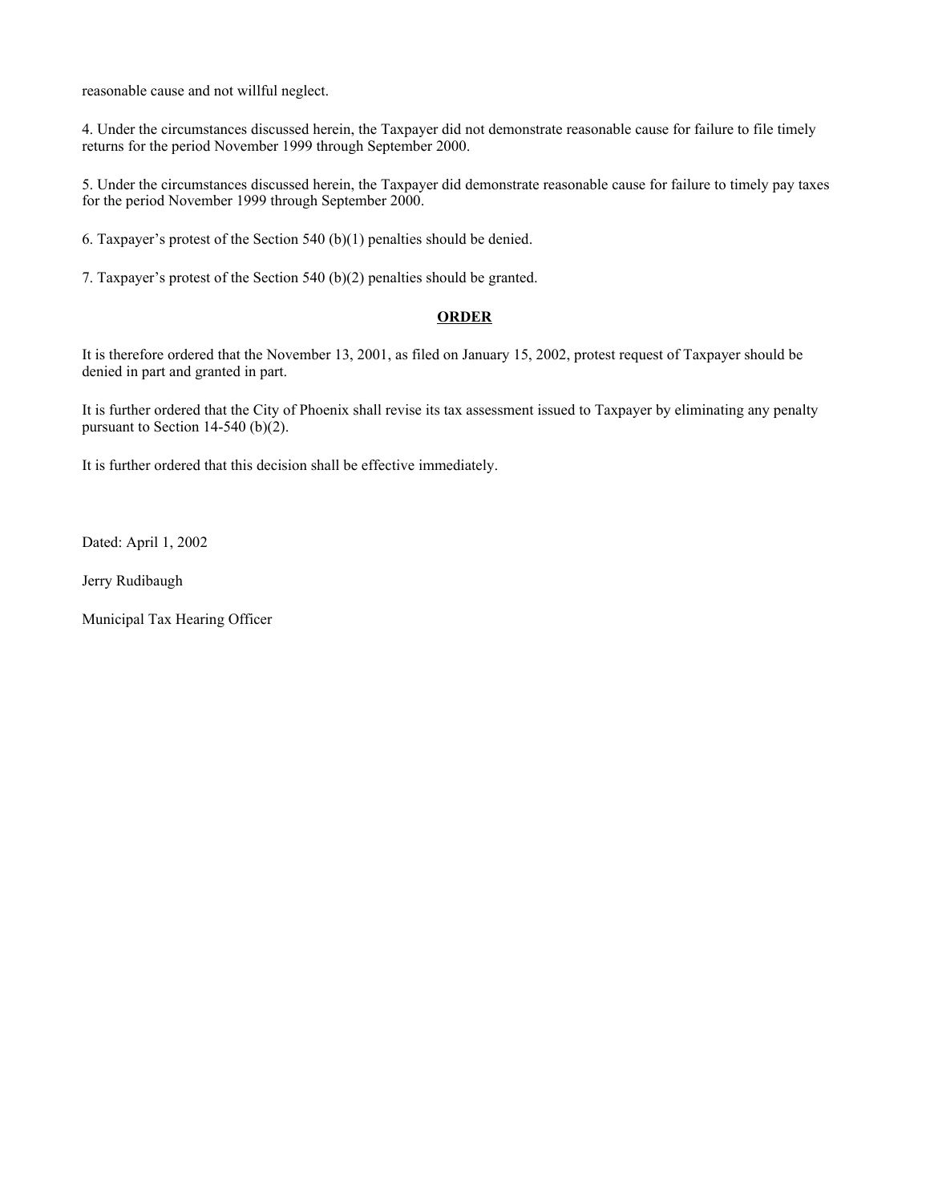reasonable cause and not willful neglect.

4. Under the circumstances discussed herein, the Taxpayer did not demonstrate reasonable cause for failure to file timely returns for the period November 1999 through September 2000.

5. Under the circumstances discussed herein, the Taxpayer did demonstrate reasonable cause for failure to timely pay taxes for the period November 1999 through September 2000.

6. Taxpayer's protest of the Section 540 (b)(1) penalties should be denied.

7. Taxpayer's protest of the Section 540 (b)(2) penalties should be granted.

## ORDER

It is therefore ordered that the November 13, 2001, as filed on January 15, 2002, protest request of Taxpayer should be denied in part and granted in part.

It is further ordered that the City of Phoenix shall revise its tax assessment issued to Taxpayer by eliminating any penalty pursuant to Section 14-540 (b)(2).

It is further ordered that this decision shall be effective immediately.

Dated: April 1, 2002

Jerry Rudibaugh

Municipal Tax Hearing Officer